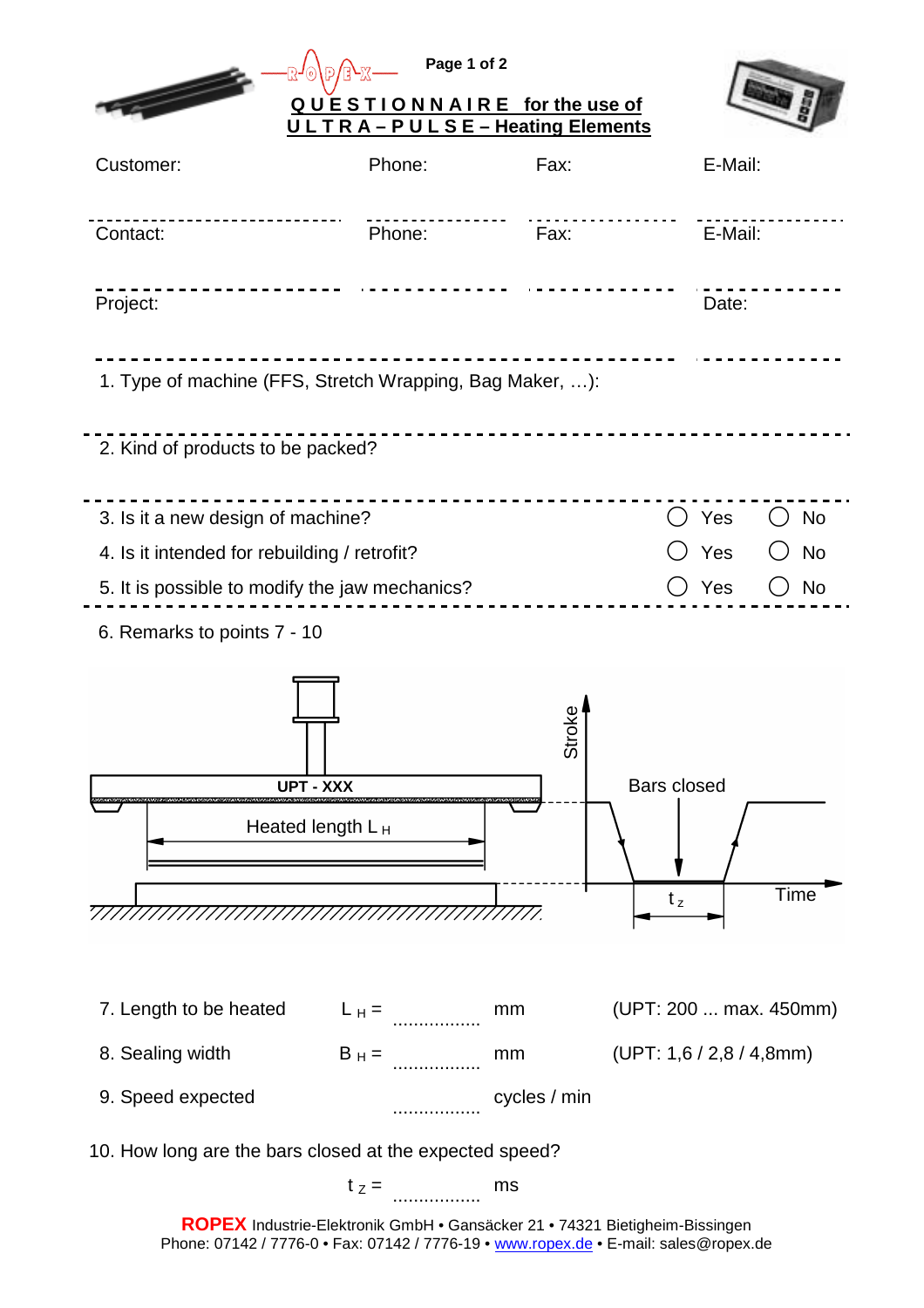# QUESTIONNAIRE for the use of ULTRA – PULSE – Heating Elements

| Customer: | Phone: | Fax: | E-Mail: |
|---|---|---|---|
| Contact: | Phone: | Fax: | E-Mail: |
| Project: | | | Date: |

1. Type of machine (FFS, Stretch Wrapping, Bag Maker, …):

2. Kind of products to be packed?

3. Is it a new design of machine? ◯ Yes ◯ No

4. Is it intended for rebuilding / retrofit? ◯ Yes ◯ No

5. It is possible to modify the jaw mechanics? ◯ Yes ◯ No

6. Remarks to points 7 - 10

UPT - XXX

Heated length $L_H$

Stroke

Bars closed

$t_z$

Time

7. Length to be heated $L_H$ = ................ mm (UPT: 200 ... max. 450mm)

8. Sealing width $B_H$ = ................ mm (UPT: 1,6 / 2,8 / 4,8mm)

9. Speed expected ................ cycles / min

10. How long are the bars closed at the expected speed?

$t_Z$ = ................ ms

**ROPEX** Industrie-Elektronik GmbH • Gansäcker 21 • 74321 Bietigheim-Bissingen
Phone: 07142 / 7776-0 • Fax: 07142 / 7776-19 • www.ropex.de • E-mail: sales@ropex.de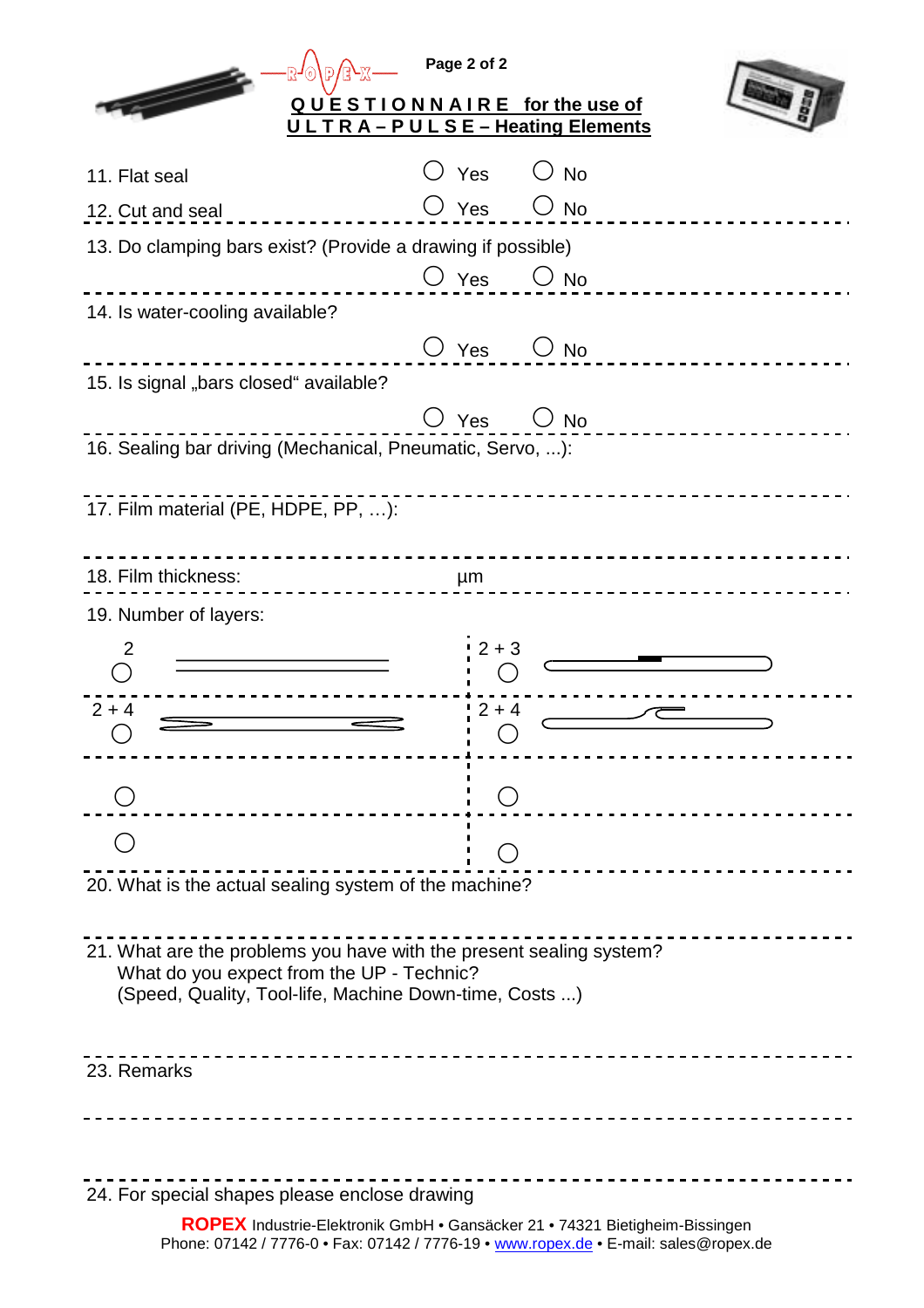**QUESTIONNAIRE for the use of ULTRA-PULSE-Heating Elements**

11. Flat seal ◯ Yes ◯ No

12. Cut and seal ◯ Yes ◯ No

13. Do clamping bars exist? (Provide a drawing if possible)

◯ Yes ◯ No

14. Is water-cooling available?

◯ Yes ◯ No

15. Is signal „bars closed“ available?

◯ Yes ◯ No

16. Sealing bar driving (Mechanical, Pneumatic, Servo, ...):

17. Film material (PE, HDPE, PP, …):

18. Film thickness: µm

19. Number of layers:

| | |
|---|---|
| 2 ◯ | 2 + 3 ◯ |
| 2 + 4 ◯ | 2 + 4 ◯ |
| ◯ | ◯ |
| ◯ | ◯ |

20. What is the actual sealing system of the machine?

21. What are the problems you have with the present sealing system?
What do you expect from the UP - Technic?
(Speed, Quality, Tool-life, Machine Down-time, Costs ...)

23. Remarks

24. For special shapes please enclose drawing

**ROPEX** Industrie-Elektronik GmbH • Gansäcker 21 • 74321 Bietigheim-Bissingen
Phone: 07142 / 7776-0 • Fax: 07142 / 7776-19 • www.ropex.de • E-mail: sales@ropex.de